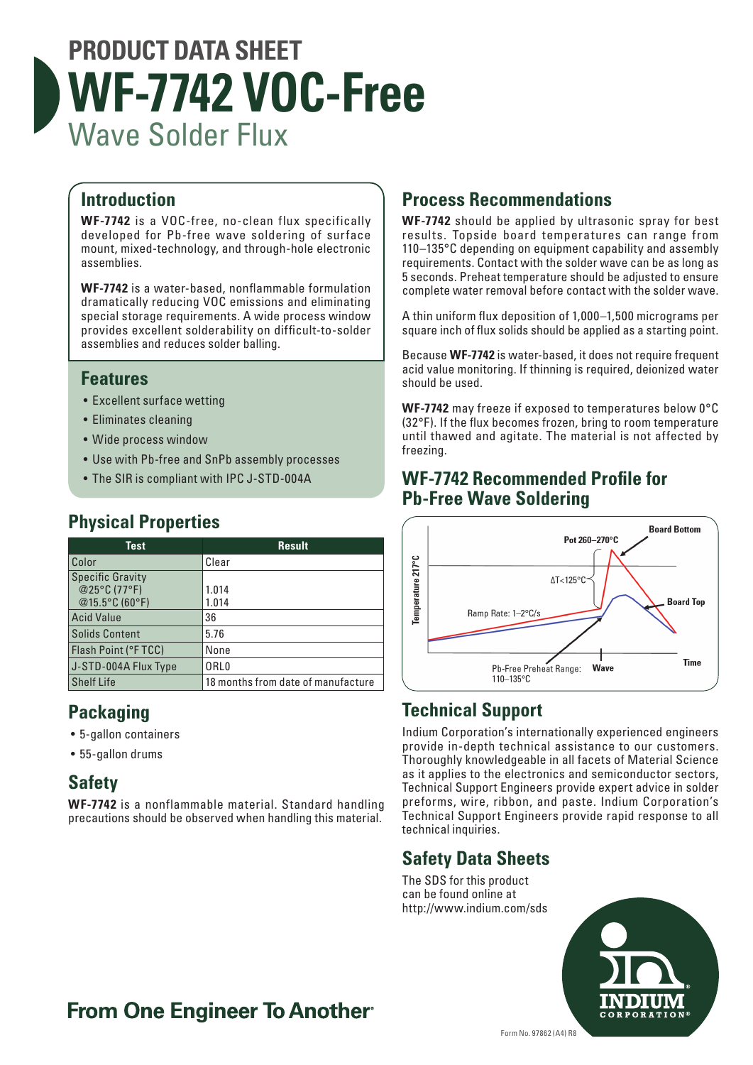# PRODUCT DATA SHEET
# WF-7742 VOC-Free
## Wave Solder Flux

## Introduction

**WF-7742** is a VOC-free, no-clean flux specifically developed for Pb-free wave soldering of surface mount, mixed-technology, and through-hole electronic assemblies.

**WF-7742** is a water-based, nonflammable formulation dramatically reducing VOC emissions and eliminating special storage requirements. A wide process window provides excellent solderability on difficult-to-solder assemblies and reduces solder balling.

## Features

- Excellent surface wetting
- Eliminates cleaning
- Wide process window
- Use with Pb-free and SnPb assembly processes
- The SIR is compliant with IPC J-STD-004A

## Physical Properties

| Test | Result |
|---|---|
| Color | Clear |
| Specific Gravity @25°C (77°F) @15.5°C (60°F) | 1.014 1.014 |
| Acid Value | 36 |
| Solids Content | 5.76 |
| Flash Point (°F TCC) | None |
| J-STD-004A Flux Type | ORL0 |
| Shelf Life | 18 months from date of manufacture |

## Packaging

- 5-gallon containers
- 55-gallon drums

## Safety

**WF-7742** is a nonflammable material. Standard handling precautions should be observed when handling this material.

## Process Recommendations

**WF-7742** should be applied by ultrasonic spray for best results. Topside board temperatures can range from 110–135°C depending on equipment capability and assembly requirements. Contact with the solder wave can be as long as 5 seconds. Preheat temperature should be adjusted to ensure complete water removal before contact with the solder wave.

A thin uniform flux deposition of 1,000–1,500 micrograms per square inch of flux solids should be applied as a starting point.

Because **WF-7742** is water-based, it does not require frequent acid value monitoring. If thinning is required, deionized water should be used.

**WF-7742** may freeze if exposed to temperatures below 0°C (32°F). If the flux becomes frozen, bring to room temperature until thawed and agitate. The material is not affected by freezing.

## WF-7742 Recommended Profile for Pb-Free Wave Soldering

Temperature 217°C; Pot 260–270°C; Board Bottom; ΔT<125°C; Board Top; Ramp Rate: 1–2°C/s; Pb-Free Preheat Range: 110–135°C; Wave; Time

## Technical Support

Indium Corporation's internationally experienced engineers provide in-depth technical assistance to our customers. Thoroughly knowledgeable in all facets of Material Science as it applies to the electronics and semiconductor sectors, Technical Support Engineers provide expert advice in solder preforms, wire, ribbon, and paste. Indium Corporation's Technical Support Engineers provide rapid response to all technical inquiries.

## Safety Data Sheets

The SDS for this product can be found online at http://www.indium.com/sds

**From One Engineer To Another®**

INDIUM CORPORATION®

Form No. 97862 (A4) R8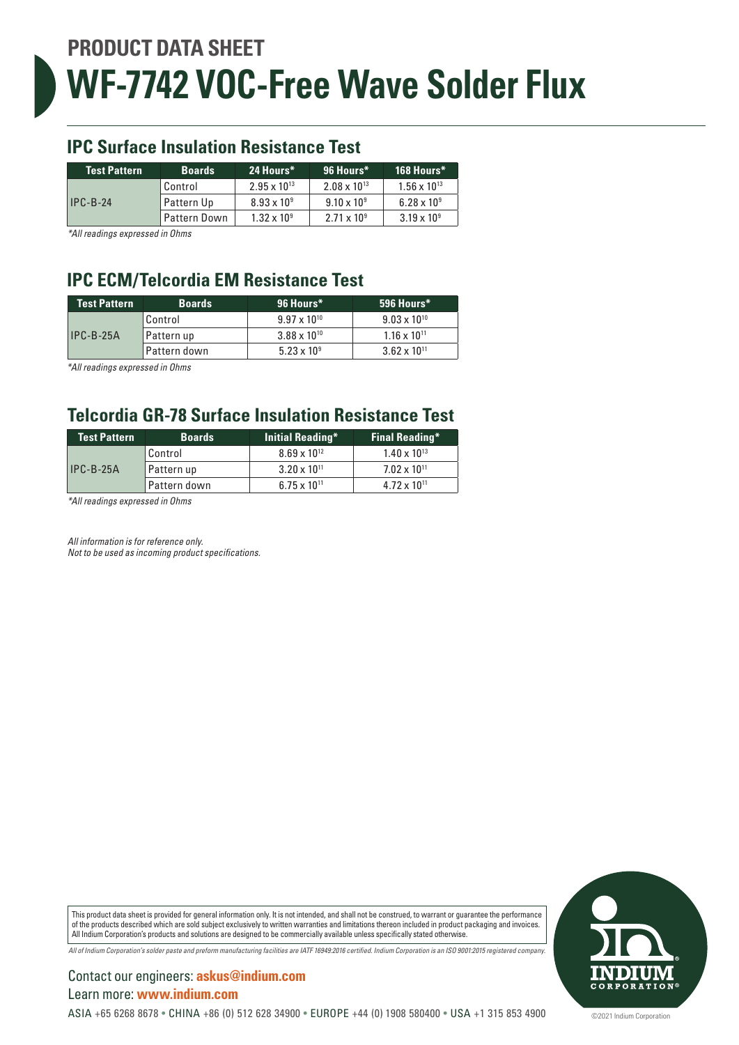# PRODUCT DATA SHEET
# WF-7742 VOC-Free Wave Solder Flux

## IPC Surface Insulation Resistance Test

| Test Pattern | Boards | 24 Hours* | 96 Hours* | 168 Hours* |
|---|---|---|---|---|
| IPC-B-24 | Control | $2.95 \times 10^{13}$ | $2.08 \times 10^{13}$ | $1.56 \times 10^{13}$ |
| | Pattern Up | $8.93 \times 10^{9}$ | $9.10 \times 10^{9}$ | $6.28 \times 10^{9}$ |
| | Pattern Down | $1.32 \times 10^{9}$ | $2.71 \times 10^{9}$ | $3.19 \times 10^{9}$ |

*All readings expressed in Ohms*

## IPC ECM/Telcordia EM Resistance Test

| Test Pattern | Boards | 96 Hours* | 596 Hours* |
|---|---|---|---|
| IPC-B-25A | Control | $9.97 \times 10^{10}$ | $9.03 \times 10^{10}$ |
| | Pattern up | $3.88 \times 10^{10}$ | $1.16 \times 10^{11}$ |
| | Pattern down | $5.23 \times 10^{9}$ | $3.62 \times 10^{11}$ |

*All readings expressed in Ohms*

## Telcordia GR-78 Surface Insulation Resistance Test

| Test Pattern | Boards | Initial Reading* | Final Reading* |
|---|---|---|---|
| IPC-B-25A | Control | $8.69 \times 10^{12}$ | $1.40 \times 10^{13}$ |
| | Pattern up | $3.20 \times 10^{11}$ | $7.02 \times 10^{11}$ |
| | Pattern down | $6.75 \times 10^{11}$ | $4.72 \times 10^{11}$ |

*All readings expressed in Ohms*

*All information is for reference only.*
*Not to be used as incoming product specifications.*

This product data sheet is provided for general information only. It is not intended, and shall not be construed, to warrant or guarantee the performance of the products described which are sold subject exclusively to written warranties and limitations thereon included in product packaging and invoices. All Indium Corporation's products and solutions are designed to be commercially available unless specifically stated otherwise.

*All of Indium Corporation's solder paste and preform manufacturing facilities are IATF 16949:2016 certified. Indium Corporation is an ISO 9001:2015 registered company.*

Contact our engineers: **askus@indium.com**

Learn more: **www.indium.com**

ASIA +65 6268 8678 • CHINA +86 (0) 512 628 34900 • EUROPE +44 (0) 1908 580400 • USA +1 315 853 4900

INDIUM CORPORATION®

©2021 Indium Corporation